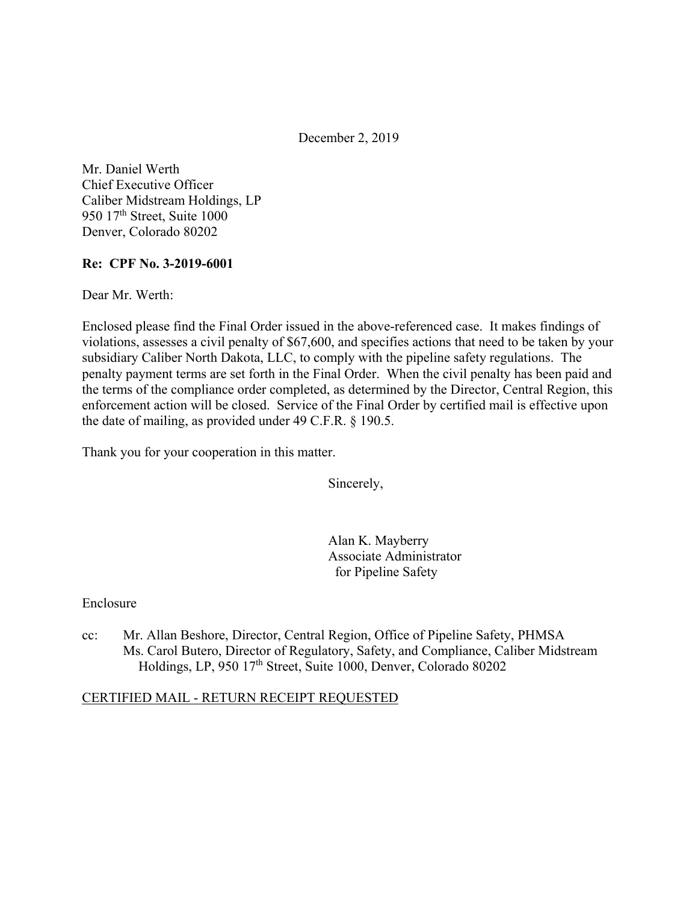December 2, 2019

Mr. Daniel Werth
Chief Executive Officer
Caliber Midstream Holdings, LP
950 17th Street, Suite 1000
Denver, Colorado 80202

**Re: CPF No. 3-2019-6001**

Dear Mr. Werth:

Enclosed please find the Final Order issued in the above-referenced case. It makes findings of violations, assesses a civil penalty of $67,600, and specifies actions that need to be taken by your subsidiary Caliber North Dakota, LLC, to comply with the pipeline safety regulations. The penalty payment terms are set forth in the Final Order. When the civil penalty has been paid and the terms of the compliance order completed, as determined by the Director, Central Region, this enforcement action will be closed. Service of the Final Order by certified mail is effective upon the date of mailing, as provided under 49 C.F.R. § 190.5.

Thank you for your cooperation in this matter.

Sincerely,

Alan K. Mayberry
Associate Administrator
for Pipeline Safety

Enclosure

cc: Mr. Allan Beshore, Director, Central Region, Office of Pipeline Safety, PHMSA
Ms. Carol Butero, Director of Regulatory, Safety, and Compliance, Caliber Midstream Holdings, LP, 950 17th Street, Suite 1000, Denver, Colorado 80202

CERTIFIED MAIL - RETURN RECEIPT REQUESTED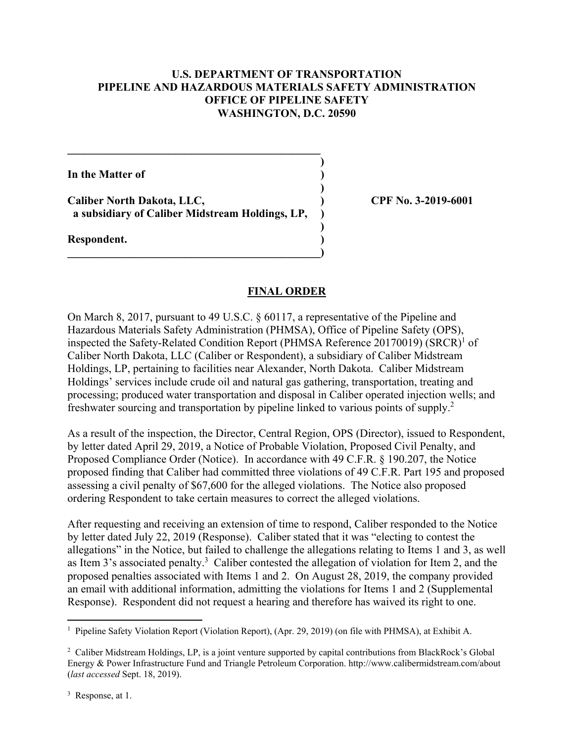**U.S. DEPARTMENT OF TRANSPORTATION**
**PIPELINE AND HAZARDOUS MATERIALS SAFETY ADMINISTRATION**
**OFFICE OF PIPELINE SAFETY**
**WASHINGTON, D.C. 20590**

| | | |
|---|---|---|
| **In the Matter of** | ) | |
| | ) | |
| **Caliber North Dakota, LLC,** | ) | **CPF No. 3-2019-6001** |
| **a subsidiary of Caliber Midstream Holdings, LP,** | ) | |
| | ) | |
| **Respondent.** | ) | |

## FINAL ORDER

On March 8, 2017, pursuant to 49 U.S.C. § 60117, a representative of the Pipeline and Hazardous Materials Safety Administration (PHMSA), Office of Pipeline Safety (OPS), inspected the Safety-Related Condition Report (PHMSA Reference 20170019) (SRCR)[1] of Caliber North Dakota, LLC (Caliber or Respondent), a subsidiary of Caliber Midstream Holdings, LP, pertaining to facilities near Alexander, North Dakota. Caliber Midstream Holdings' services include crude oil and natural gas gathering, transportation, treating and processing; produced water transportation and disposal in Caliber operated injection wells; and freshwater sourcing and transportation by pipeline linked to various points of supply.[2]

As a result of the inspection, the Director, Central Region, OPS (Director), issued to Respondent, by letter dated April 29, 2019, a Notice of Probable Violation, Proposed Civil Penalty, and Proposed Compliance Order (Notice). In accordance with 49 C.F.R. § 190.207, the Notice proposed finding that Caliber had committed three violations of 49 C.F.R. Part 195 and proposed assessing a civil penalty of $67,600 for the alleged violations. The Notice also proposed ordering Respondent to take certain measures to correct the alleged violations.

After requesting and receiving an extension of time to respond, Caliber responded to the Notice by letter dated July 22, 2019 (Response). Caliber stated that it was "electing to contest the allegations" in the Notice, but failed to challenge the allegations relating to Items 1 and 3, as well as Item 3's associated penalty.[3] Caliber contested the allegation of violation for Item 2, and the proposed penalties associated with Items 1 and 2. On August 28, 2019, the company provided an email with additional information, admitting the violations for Items 1 and 2 (Supplemental Response). Respondent did not request a hearing and therefore has waived its right to one.

---

[1] Pipeline Safety Violation Report (Violation Report), (Apr. 29, 2019) (on file with PHMSA), at Exhibit A.

[2] Caliber Midstream Holdings, LP, is a joint venture supported by capital contributions from BlackRock's Global Energy & Power Infrastructure Fund and Triangle Petroleum Corporation. http://www.calibermidstream.com/about (*last accessed* Sept. 18, 2019).

[3] Response, at 1.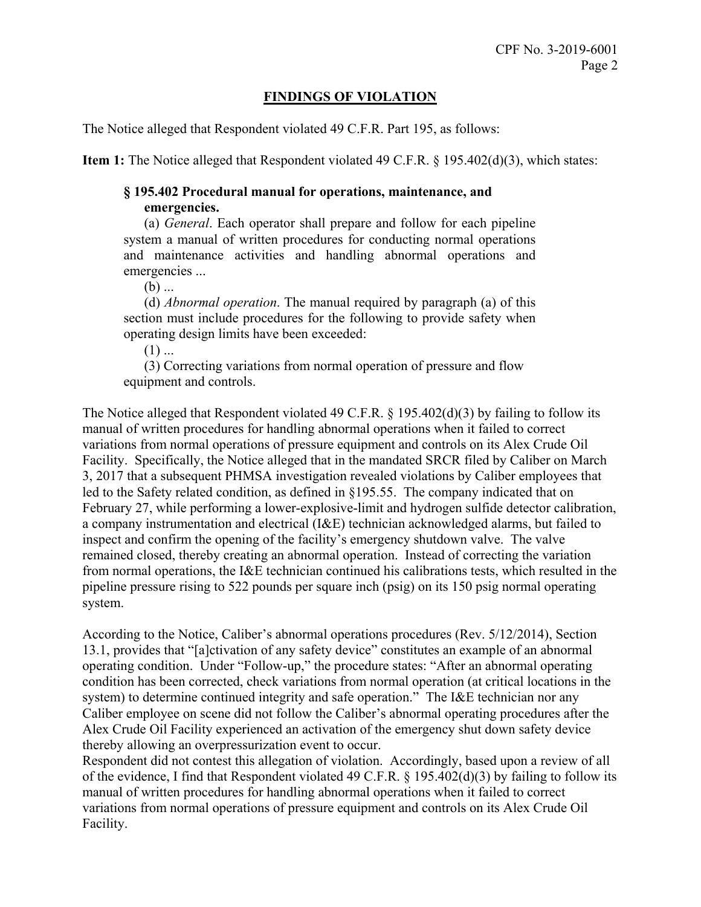## FINDINGS OF VIOLATION

The Notice alleged that Respondent violated 49 C.F.R. Part 195, as follows:

**Item 1:** The Notice alleged that Respondent violated 49 C.F.R. § 195.402(d)(3), which states:

> **§ 195.402 Procedural manual for operations, maintenance, and emergencies.**
>
> (a) *General*. Each operator shall prepare and follow for each pipeline system a manual of written procedures for conducting normal operations and maintenance activities and handling abnormal operations and emergencies ...
>
> (b) ...
>
> (d) *Abnormal operation*. The manual required by paragraph (a) of this section must include procedures for the following to provide safety when operating design limits have been exceeded:
>
> (1) ...
>
> (3) Correcting variations from normal operation of pressure and flow equipment and controls.

The Notice alleged that Respondent violated 49 C.F.R. § 195.402(d)(3) by failing to follow its manual of written procedures for handling abnormal operations when it failed to correct variations from normal operations of pressure equipment and controls on its Alex Crude Oil Facility. Specifically, the Notice alleged that in the mandated SRCR filed by Caliber on March 3, 2017 that a subsequent PHMSA investigation revealed violations by Caliber employees that led to the Safety related condition, as defined in §195.55. The company indicated that on February 27, while performing a lower-explosive-limit and hydrogen sulfide detector calibration, a company instrumentation and electrical (I&E) technician acknowledged alarms, but failed to inspect and confirm the opening of the facility's emergency shutdown valve. The valve remained closed, thereby creating an abnormal operation. Instead of correcting the variation from normal operations, the I&E technician continued his calibrations tests, which resulted in the pipeline pressure rising to 522 pounds per square inch (psig) on its 150 psig normal operating system.

According to the Notice, Caliber's abnormal operations procedures (Rev. 5/12/2014), Section 13.1, provides that "[a]ctivation of any safety device" constitutes an example of an abnormal operating condition. Under "Follow-up," the procedure states: "After an abnormal operating condition has been corrected, check variations from normal operation (at critical locations in the system) to determine continued integrity and safe operation." The I&E technician nor any Caliber employee on scene did not follow the Caliber's abnormal operating procedures after the Alex Crude Oil Facility experienced an activation of the emergency shut down safety device thereby allowing an overpressurization event to occur.

Respondent did not contest this allegation of violation. Accordingly, based upon a review of all of the evidence, I find that Respondent violated 49 C.F.R. § 195.402(d)(3) by failing to follow its manual of written procedures for handling abnormal operations when it failed to correct variations from normal operations of pressure equipment and controls on its Alex Crude Oil Facility.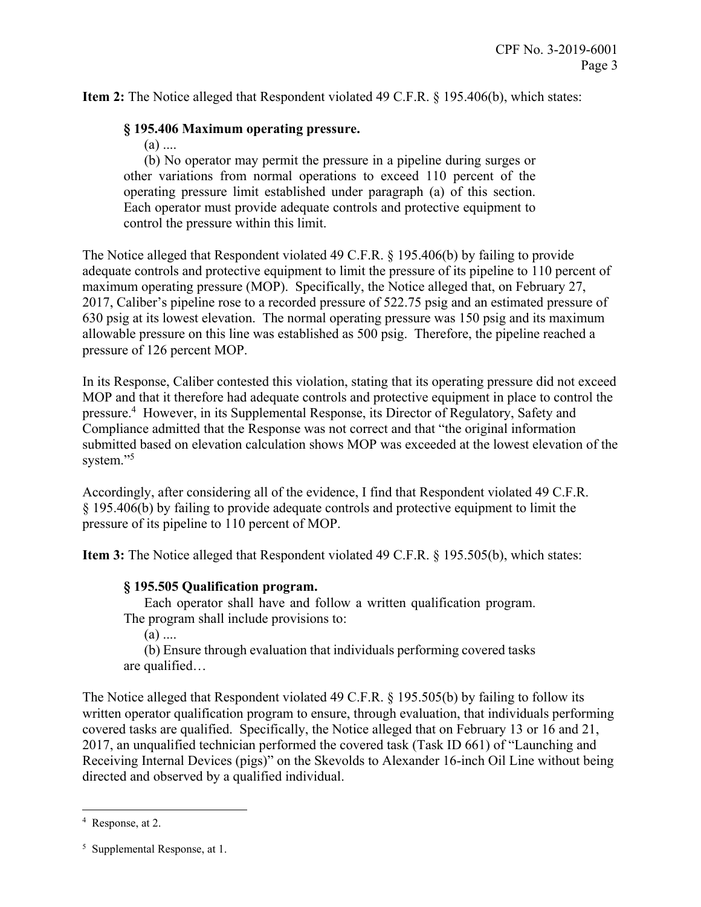**Item 2:** The Notice alleged that Respondent violated 49 C.F.R. § 195.406(b), which states:

> **§ 195.406 Maximum operating pressure.**
>
> (a) ....
>
> (b) No operator may permit the pressure in a pipeline during surges or other variations from normal operations to exceed 110 percent of the operating pressure limit established under paragraph (a) of this section. Each operator must provide adequate controls and protective equipment to control the pressure within this limit.

The Notice alleged that Respondent violated 49 C.F.R. § 195.406(b) by failing to provide adequate controls and protective equipment to limit the pressure of its pipeline to 110 percent of maximum operating pressure (MOP). Specifically, the Notice alleged that, on February 27, 2017, Caliber's pipeline rose to a recorded pressure of 522.75 psig and an estimated pressure of 630 psig at its lowest elevation. The normal operating pressure was 150 psig and its maximum allowable pressure on this line was established as 500 psig. Therefore, the pipeline reached a pressure of 126 percent MOP.

In its Response, Caliber contested this violation, stating that its operating pressure did not exceed MOP and that it therefore had adequate controls and protective equipment in place to control the pressure.[4] However, in its Supplemental Response, its Director of Regulatory, Safety and Compliance admitted that the Response was not correct and that "the original information submitted based on elevation calculation shows MOP was exceeded at the lowest elevation of the system."[5]

Accordingly, after considering all of the evidence, I find that Respondent violated 49 C.F.R. § 195.406(b) by failing to provide adequate controls and protective equipment to limit the pressure of its pipeline to 110 percent of MOP.

**Item 3:** The Notice alleged that Respondent violated 49 C.F.R. § 195.505(b), which states:

> **§ 195.505 Qualification program.**
>
> Each operator shall have and follow a written qualification program. The program shall include provisions to:
>
> (a) ....
>
> (b) Ensure through evaluation that individuals performing covered tasks are qualified…

The Notice alleged that Respondent violated 49 C.F.R. § 195.505(b) by failing to follow its written operator qualification program to ensure, through evaluation, that individuals performing covered tasks are qualified. Specifically, the Notice alleged that on February 13 or 16 and 21, 2017, an unqualified technician performed the covered task (Task ID 661) of "Launching and Receiving Internal Devices (pigs)" on the Skevolds to Alexander 16-inch Oil Line without being directed and observed by a qualified individual.

---

[4] Response, at 2.

[5] Supplemental Response, at 1.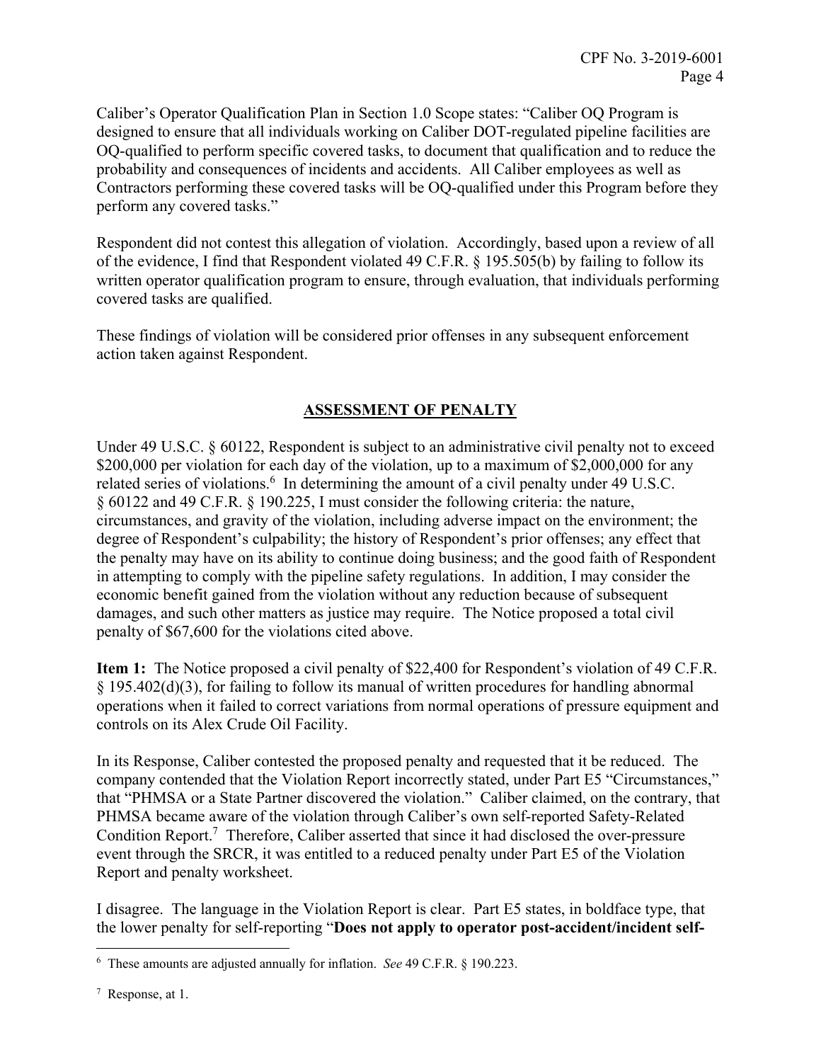Caliber's Operator Qualification Plan in Section 1.0 Scope states: "Caliber OQ Program is designed to ensure that all individuals working on Caliber DOT-regulated pipeline facilities are OQ-qualified to perform specific covered tasks, to document that qualification and to reduce the probability and consequences of incidents and accidents. All Caliber employees as well as Contractors performing these covered tasks will be OQ-qualified under this Program before they perform any covered tasks."

Respondent did not contest this allegation of violation. Accordingly, based upon a review of all of the evidence, I find that Respondent violated 49 C.F.R. § 195.505(b) by failing to follow its written operator qualification program to ensure, through evaluation, that individuals performing covered tasks are qualified.

These findings of violation will be considered prior offenses in any subsequent enforcement action taken against Respondent.

## ASSESSMENT OF PENALTY

Under 49 U.S.C. § 60122, Respondent is subject to an administrative civil penalty not to exceed $200,000 per violation for each day of the violation, up to a maximum of $2,000,000 for any related series of violations.[6] In determining the amount of a civil penalty under 49 U.S.C. § 60122 and 49 C.F.R. § 190.225, I must consider the following criteria: the nature, circumstances, and gravity of the violation, including adverse impact on the environment; the degree of Respondent's culpability; the history of Respondent's prior offenses; any effect that the penalty may have on its ability to continue doing business; and the good faith of Respondent in attempting to comply with the pipeline safety regulations. In addition, I may consider the economic benefit gained from the violation without any reduction because of subsequent damages, and such other matters as justice may require. The Notice proposed a total civil penalty of $67,600 for the violations cited above.

**Item 1:** The Notice proposed a civil penalty of $22,400 for Respondent's violation of 49 C.F.R. § 195.402(d)(3), for failing to follow its manual of written procedures for handling abnormal operations when it failed to correct variations from normal operations of pressure equipment and controls on its Alex Crude Oil Facility.

In its Response, Caliber contested the proposed penalty and requested that it be reduced. The company contended that the Violation Report incorrectly stated, under Part E5 "Circumstances," that "PHMSA or a State Partner discovered the violation." Caliber claimed, on the contrary, that PHMSA became aware of the violation through Caliber's own self-reported Safety-Related Condition Report.[7] Therefore, Caliber asserted that since it had disclosed the over-pressure event through the SRCR, it was entitled to a reduced penalty under Part E5 of the Violation Report and penalty worksheet.

I disagree. The language in the Violation Report is clear. Part E5 states, in boldface type, that the lower penalty for self-reporting "**Does not apply to operator post-accident/incident self-**

---

[6] These amounts are adjusted annually for inflation. *See* 49 C.F.R. § 190.223.

[7] Response, at 1.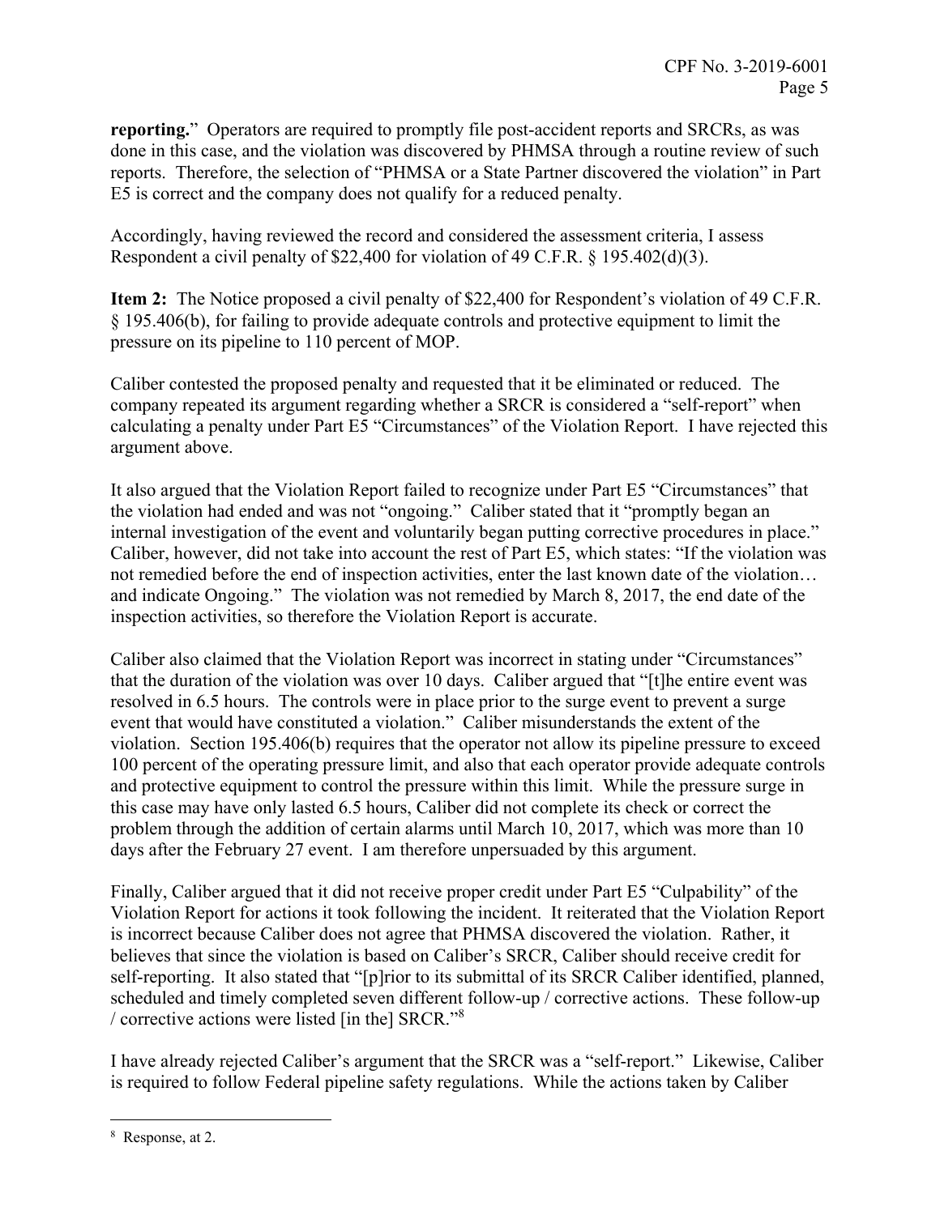**reporting.**" Operators are required to promptly file post-accident reports and SRCRs, as was done in this case, and the violation was discovered by PHMSA through a routine review of such reports. Therefore, the selection of "PHMSA or a State Partner discovered the violation" in Part E5 is correct and the company does not qualify for a reduced penalty.

Accordingly, having reviewed the record and considered the assessment criteria, I assess Respondent a civil penalty of $22,400 for violation of 49 C.F.R. § 195.402(d)(3).

**Item 2:** The Notice proposed a civil penalty of $22,400 for Respondent's violation of 49 C.F.R. § 195.406(b), for failing to provide adequate controls and protective equipment to limit the pressure on its pipeline to 110 percent of MOP.

Caliber contested the proposed penalty and requested that it be eliminated or reduced. The company repeated its argument regarding whether a SRCR is considered a "self-report" when calculating a penalty under Part E5 "Circumstances" of the Violation Report. I have rejected this argument above.

It also argued that the Violation Report failed to recognize under Part E5 "Circumstances" that the violation had ended and was not "ongoing." Caliber stated that it "promptly began an internal investigation of the event and voluntarily began putting corrective procedures in place." Caliber, however, did not take into account the rest of Part E5, which states: "If the violation was not remedied before the end of inspection activities, enter the last known date of the violation… and indicate Ongoing." The violation was not remedied by March 8, 2017, the end date of the inspection activities, so therefore the Violation Report is accurate.

Caliber also claimed that the Violation Report was incorrect in stating under "Circumstances" that the duration of the violation was over 10 days. Caliber argued that "[t]he entire event was resolved in 6.5 hours. The controls were in place prior to the surge event to prevent a surge event that would have constituted a violation." Caliber misunderstands the extent of the violation. Section 195.406(b) requires that the operator not allow its pipeline pressure to exceed 100 percent of the operating pressure limit, and also that each operator provide adequate controls and protective equipment to control the pressure within this limit. While the pressure surge in this case may have only lasted 6.5 hours, Caliber did not complete its check or correct the problem through the addition of certain alarms until March 10, 2017, which was more than 10 days after the February 27 event. I am therefore unpersuaded by this argument.

Finally, Caliber argued that it did not receive proper credit under Part E5 "Culpability" of the Violation Report for actions it took following the incident. It reiterated that the Violation Report is incorrect because Caliber does not agree that PHMSA discovered the violation. Rather, it believes that since the violation is based on Caliber's SRCR, Caliber should receive credit for self-reporting. It also stated that "[p]rior to its submittal of its SRCR Caliber identified, planned, scheduled and timely completed seven different follow-up / corrective actions. These follow-up / corrective actions were listed [in the] SRCR."[8]

I have already rejected Caliber's argument that the SRCR was a "self-report." Likewise, Caliber is required to follow Federal pipeline safety regulations. While the actions taken by Caliber

---

[8] Response, at 2.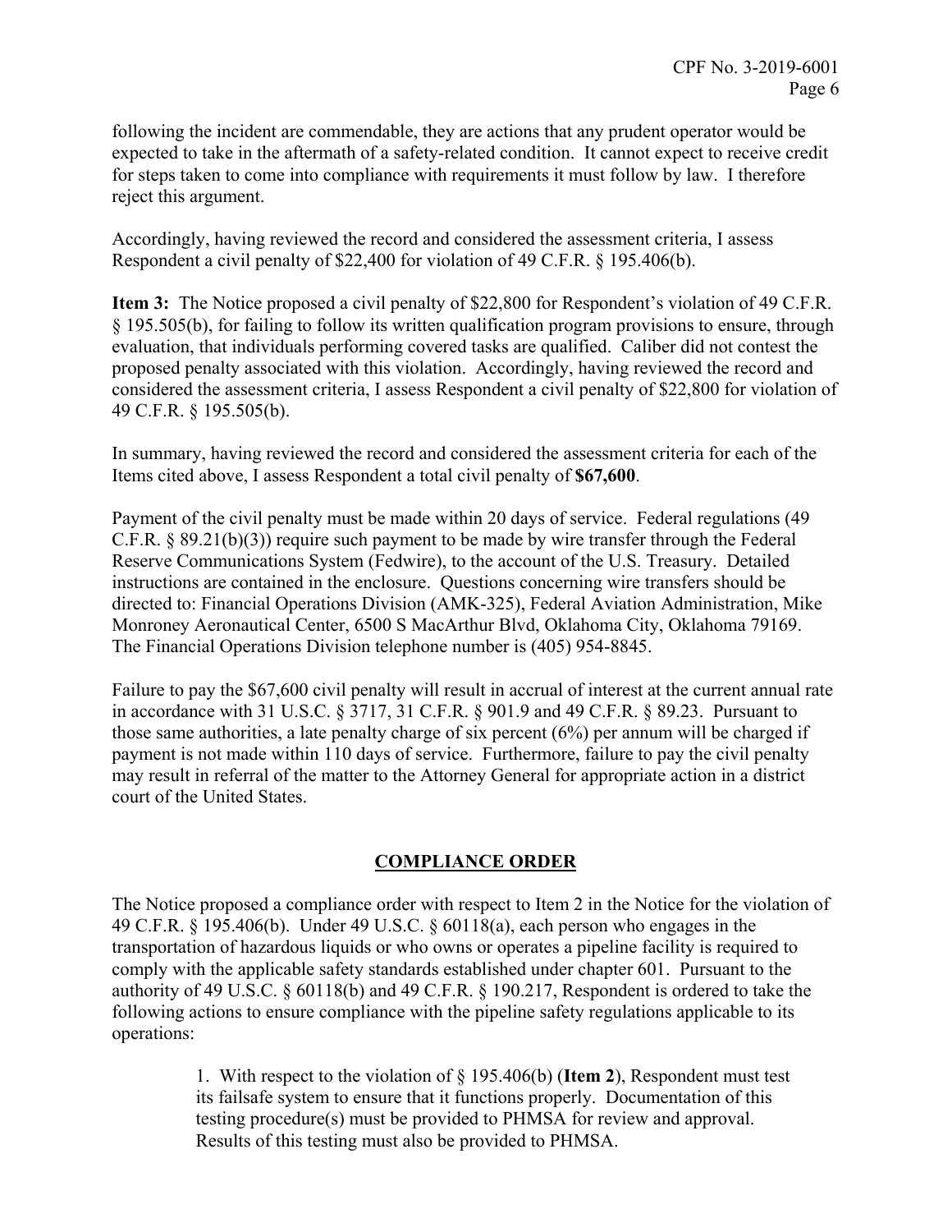following the incident are commendable, they are actions that any prudent operator would be expected to take in the aftermath of a safety-related condition. It cannot expect to receive credit for steps taken to come into compliance with requirements it must follow by law. I therefore reject this argument.

Accordingly, having reviewed the record and considered the assessment criteria, I assess Respondent a civil penalty of $22,400 for violation of 49 C.F.R. § 195.406(b).

**Item 3:** The Notice proposed a civil penalty of $22,800 for Respondent's violation of 49 C.F.R. § 195.505(b), for failing to follow its written qualification program provisions to ensure, through evaluation, that individuals performing covered tasks are qualified. Caliber did not contest the proposed penalty associated with this violation. Accordingly, having reviewed the record and considered the assessment criteria, I assess Respondent a civil penalty of $22,800 for violation of 49 C.F.R. § 195.505(b).

In summary, having reviewed the record and considered the assessment criteria for each of the Items cited above, I assess Respondent a total civil penalty of **$67,600**.

Payment of the civil penalty must be made within 20 days of service. Federal regulations (49 C.F.R. § 89.21(b)(3)) require such payment to be made by wire transfer through the Federal Reserve Communications System (Fedwire), to the account of the U.S. Treasury. Detailed instructions are contained in the enclosure. Questions concerning wire transfers should be directed to: Financial Operations Division (AMK-325), Federal Aviation Administration, Mike Monroney Aeronautical Center, 6500 S MacArthur Blvd, Oklahoma City, Oklahoma 79169. The Financial Operations Division telephone number is (405) 954-8845.

Failure to pay the $67,600 civil penalty will result in accrual of interest at the current annual rate in accordance with 31 U.S.C. § 3717, 31 C.F.R. § 901.9 and 49 C.F.R. § 89.23. Pursuant to those same authorities, a late penalty charge of six percent (6%) per annum will be charged if payment is not made within 110 days of service. Furthermore, failure to pay the civil penalty may result in referral of the matter to the Attorney General for appropriate action in a district court of the United States.

## COMPLIANCE ORDER

The Notice proposed a compliance order with respect to Item 2 in the Notice for the violation of 49 C.F.R. § 195.406(b). Under 49 U.S.C. § 60118(a), each person who engages in the transportation of hazardous liquids or who owns or operates a pipeline facility is required to comply with the applicable safety standards established under chapter 601. Pursuant to the authority of 49 U.S.C. § 60118(b) and 49 C.F.R. § 190.217, Respondent is ordered to take the following actions to ensure compliance with the pipeline safety regulations applicable to its operations:

> 1. With respect to the violation of § 195.406(b) (**Item 2**), Respondent must test its failsafe system to ensure that it functions properly. Documentation of this testing procedure(s) must be provided to PHMSA for review and approval. Results of this testing must also be provided to PHMSA.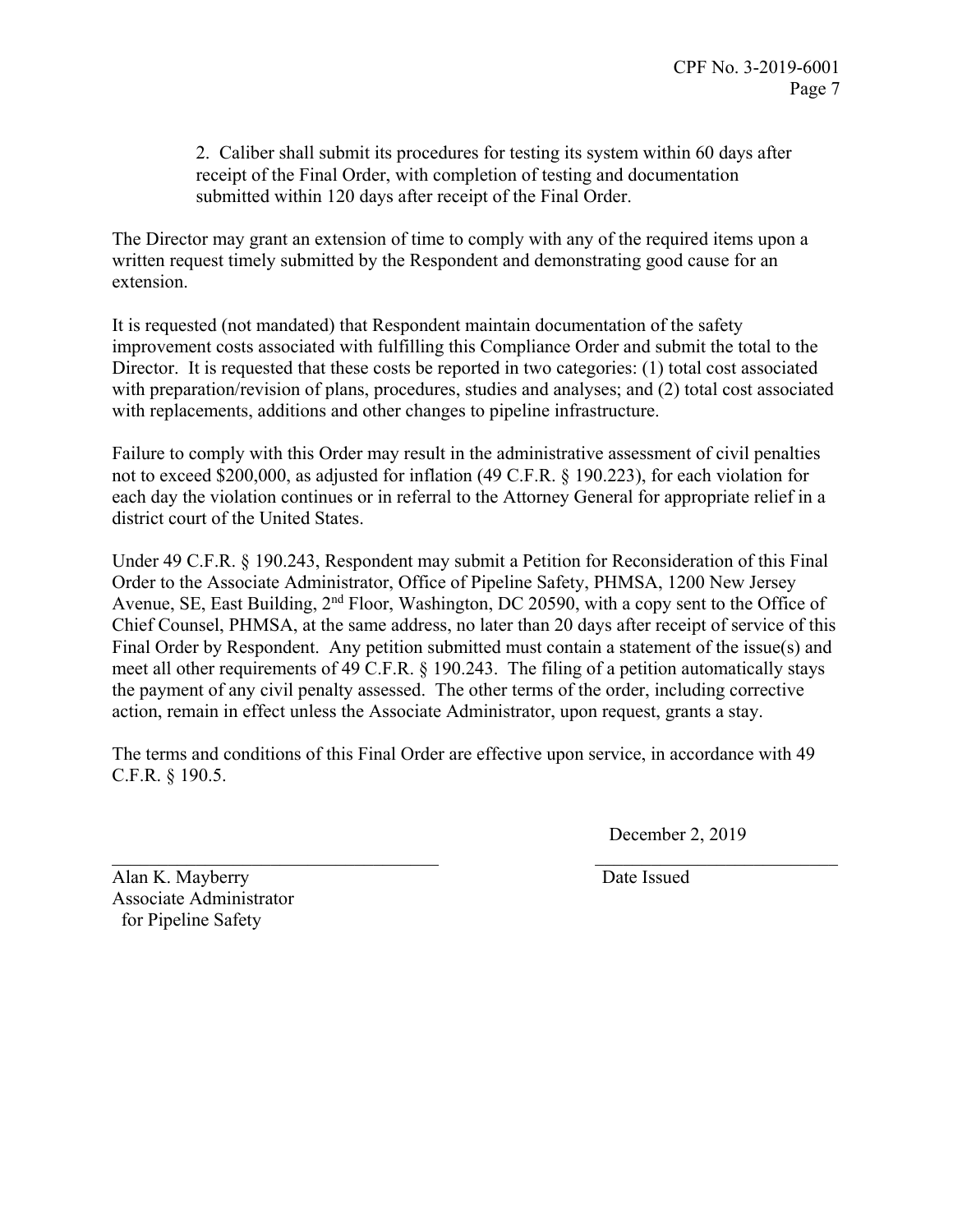2. Caliber shall submit its procedures for testing its system within 60 days after receipt of the Final Order, with completion of testing and documentation submitted within 120 days after receipt of the Final Order.

The Director may grant an extension of time to comply with any of the required items upon a written request timely submitted by the Respondent and demonstrating good cause for an extension.

It is requested (not mandated) that Respondent maintain documentation of the safety improvement costs associated with fulfilling this Compliance Order and submit the total to the Director. It is requested that these costs be reported in two categories: (1) total cost associated with preparation/revision of plans, procedures, studies and analyses; and (2) total cost associated with replacements, additions and other changes to pipeline infrastructure.

Failure to comply with this Order may result in the administrative assessment of civil penalties not to exceed $200,000, as adjusted for inflation (49 C.F.R. § 190.223), for each violation for each day the violation continues or in referral to the Attorney General for appropriate relief in a district court of the United States.

Under 49 C.F.R. § 190.243, Respondent may submit a Petition for Reconsideration of this Final Order to the Associate Administrator, Office of Pipeline Safety, PHMSA, 1200 New Jersey Avenue, SE, East Building, 2nd Floor, Washington, DC 20590, with a copy sent to the Office of Chief Counsel, PHMSA, at the same address, no later than 20 days after receipt of service of this Final Order by Respondent. Any petition submitted must contain a statement of the issue(s) and meet all other requirements of 49 C.F.R. § 190.243. The filing of a petition automatically stays the payment of any civil penalty assessed. The other terms of the order, including corrective action, remain in effect unless the Associate Administrator, upon request, grants a stay.

The terms and conditions of this Final Order are effective upon service, in accordance with 49 C.F.R. § 190.5.

December 2, 2019

\_\_\_\_\_\_\_\_\_\_\_\_\_\_\_\_\_\_\_\_\_\_\_\_\_\_\_\_\_\_\_\_\_\_\_ \_\_\_\_\_\_\_\_\_\_\_\_\_\_\_\_\_\_\_\_\_\_\_\_\_\_\_\_\_\_

Alan K. Mayberry
Associate Administrator
for Pipeline Safety

Date Issued